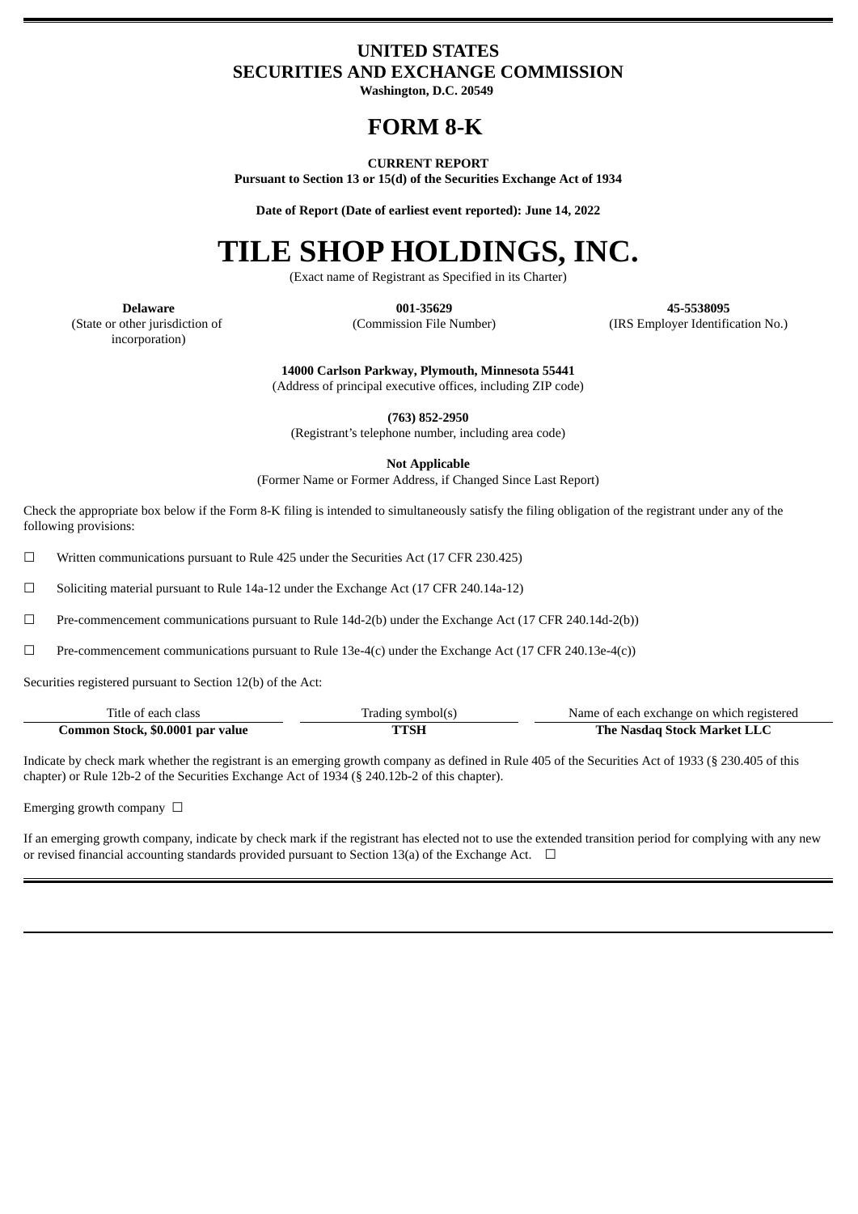# UNITED STATES
# SECURITIES AND EXCHANGE COMMISSION

**Washington, D.C. 20549**

# FORM 8-K

**CURRENT REPORT**
**Pursuant to Section 13 or 15(d) of the Securities Exchange Act of 1934**

**Date of Report (Date of earliest event reported): June 14, 2022**

# TILE SHOP HOLDINGS, INC.

(Exact name of Registrant as Specified in its Charter)

| **Delaware** | **001-35629** | **45-5538095** |
|---|---|---|
| (State or other jurisdiction of incorporation) | (Commission File Number) | (IRS Employer Identification No.) |

**14000 Carlson Parkway, Plymouth, Minnesota 55441**
(Address of principal executive offices, including ZIP code)

**(763) 852-2950**
(Registrant's telephone number, including area code)

**Not Applicable**
(Former Name or Former Address, if Changed Since Last Report)

Check the appropriate box below if the Form 8-K filing is intended to simultaneously satisfy the filing obligation of the registrant under any of the following provisions:

☐ Written communications pursuant to Rule 425 under the Securities Act (17 CFR 230.425)

☐ Soliciting material pursuant to Rule 14a-12 under the Exchange Act (17 CFR 240.14a-12)

☐ Pre-commencement communications pursuant to Rule 14d-2(b) under the Exchange Act (17 CFR 240.14d-2(b))

☐ Pre-commencement communications pursuant to Rule 13e-4(c) under the Exchange Act (17 CFR 240.13e-4(c))

Securities registered pursuant to Section 12(b) of the Act:

| Title of each class | Trading symbol(s) | Name of each exchange on which registered |
|---|---|---|
| **Common Stock, $0.0001 par value** | **TTSH** | **The Nasdaq Stock Market LLC** |

Indicate by check mark whether the registrant is an emerging growth company as defined in Rule 405 of the Securities Act of 1933 (§ 230.405 of this chapter) or Rule 12b-2 of the Securities Exchange Act of 1934 (§ 240.12b-2 of this chapter).

Emerging growth company ☐

If an emerging growth company, indicate by check mark if the registrant has elected not to use the extended transition period for complying with any new or revised financial accounting standards provided pursuant to Section 13(a) of the Exchange Act. ☐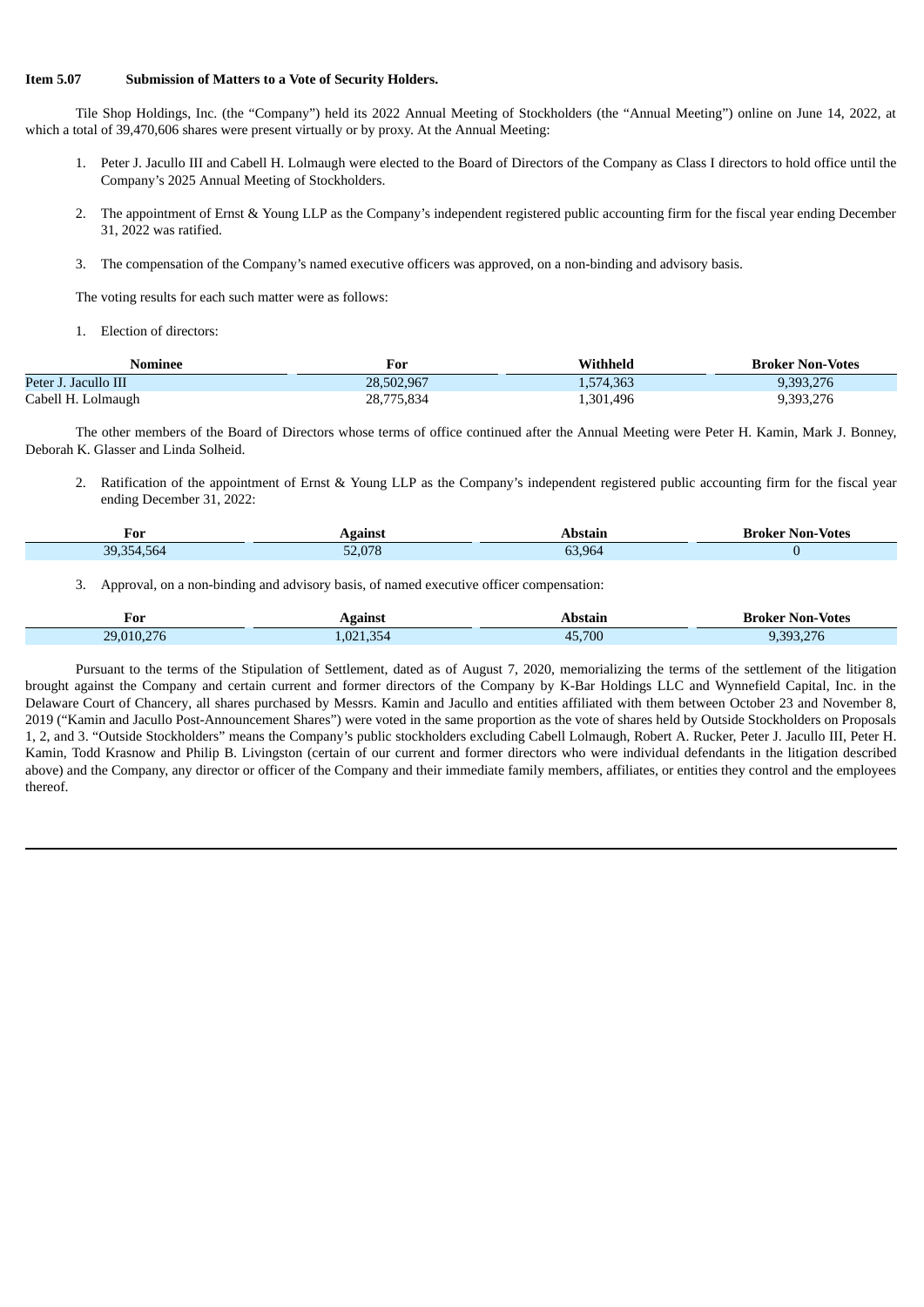**Item 5.07 Submission of Matters to a Vote of Security Holders.**

Tile Shop Holdings, Inc. (the "Company") held its 2022 Annual Meeting of Stockholders (the "Annual Meeting") online on June 14, 2022, at which a total of 39,470,606 shares were present virtually or by proxy. At the Annual Meeting:

1. Peter J. Jacullo III and Cabell H. Lolmaugh were elected to the Board of Directors of the Company as Class I directors to hold office until the Company's 2025 Annual Meeting of Stockholders.

2. The appointment of Ernst & Young LLP as the Company's independent registered public accounting firm for the fiscal year ending December 31, 2022 was ratified.

3. The compensation of the Company's named executive officers was approved, on a non-binding and advisory basis.

The voting results for each such matter were as follows:

1. Election of directors:

| Nominee | For | Withheld | Broker Non-Votes |
|---|---|---|---|
| Peter J. Jacullo III | 28,502,967 | 1,574,363 | 9,393,276 |
| Cabell H. Lolmaugh | 28,775,834 | 1,301,496 | 9,393,276 |

The other members of the Board of Directors whose terms of office continued after the Annual Meeting were Peter H. Kamin, Mark J. Bonney, Deborah K. Glasser and Linda Solheid.

2. Ratification of the appointment of Ernst & Young LLP as the Company's independent registered public accounting firm for the fiscal year ending December 31, 2022:

| For | Against | Abstain | Broker Non-Votes |
|---|---|---|---|
| 39,354,564 | 52,078 | 63,964 | 0 |

3. Approval, on a non-binding and advisory basis, of named executive officer compensation:

| For | Against | Abstain | Broker Non-Votes |
|---|---|---|---|
| 29,010,276 | 1,021,354 | 45,700 | 9,393,276 |

Pursuant to the terms of the Stipulation of Settlement, dated as of August 7, 2020, memorializing the terms of the settlement of the litigation brought against the Company and certain current and former directors of the Company by K-Bar Holdings LLC and Wynnefield Capital, Inc. in the Delaware Court of Chancery, all shares purchased by Messrs. Kamin and Jacullo and entities affiliated with them between October 23 and November 8, 2019 ("Kamin and Jacullo Post-Announcement Shares") were voted in the same proportion as the vote of shares held by Outside Stockholders on Proposals 1, 2, and 3. "Outside Stockholders" means the Company's public stockholders excluding Cabell Lolmaugh, Robert A. Rucker, Peter J. Jacullo III, Peter H. Kamin, Todd Krasnow and Philip B. Livingston (certain of our current and former directors who were individual defendants in the litigation described above) and the Company, any director or officer of the Company and their immediate family members, affiliates, or entities they control and the employees thereof.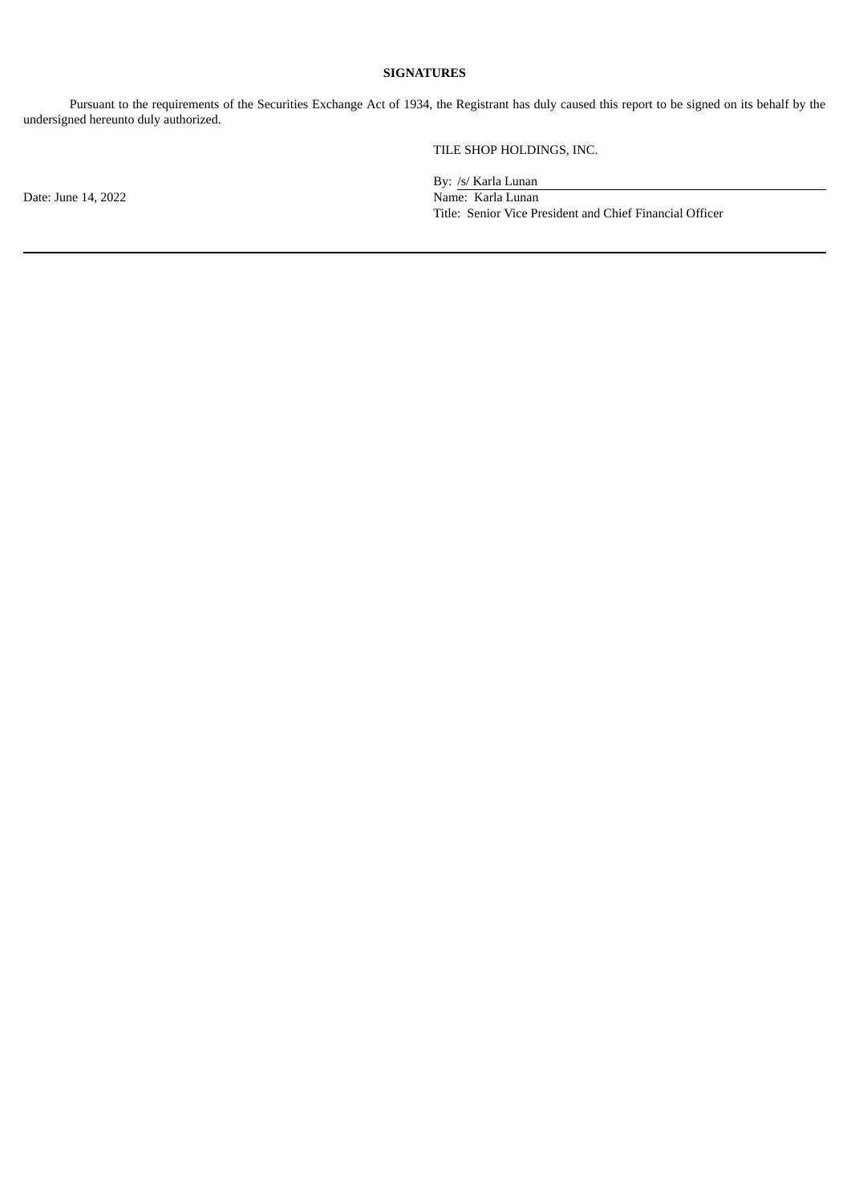**SIGNATURES**

Pursuant to the requirements of the Securities Exchange Act of 1934, the Registrant has duly caused this report to be signed on its behalf by the undersigned hereunto duly authorized.

TILE SHOP HOLDINGS, INC.

Date: June 14, 2022

By: /s/ Karla Lunan
Name: Karla Lunan
Title: Senior Vice President and Chief Financial Officer